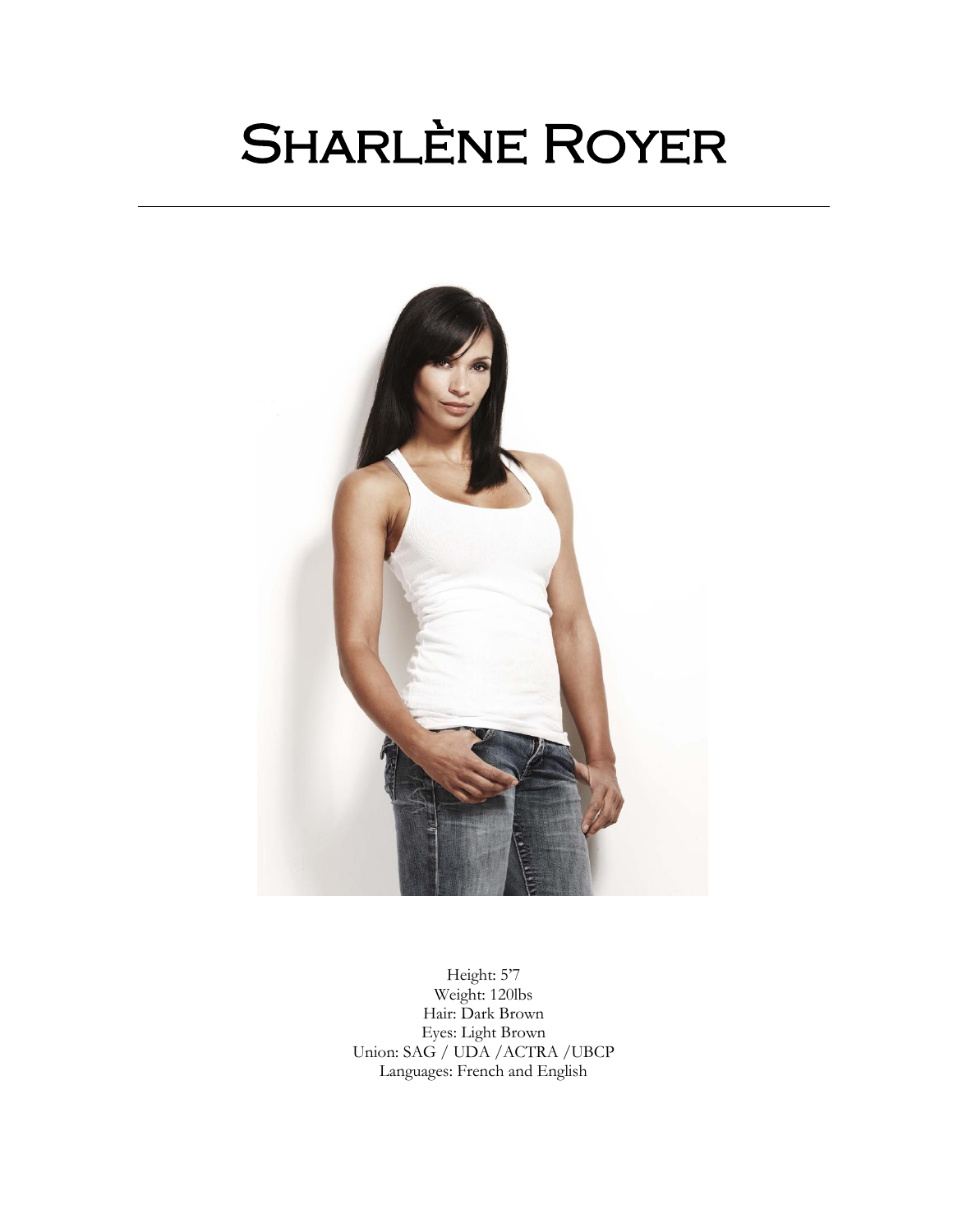# Sharlène Royer

---

Height: 5'7
Weight: 120lbs
Hair: Dark Brown
Eyes: Light Brown
Union: SAG / UDA /ACTRA /UBCP
Languages: French and English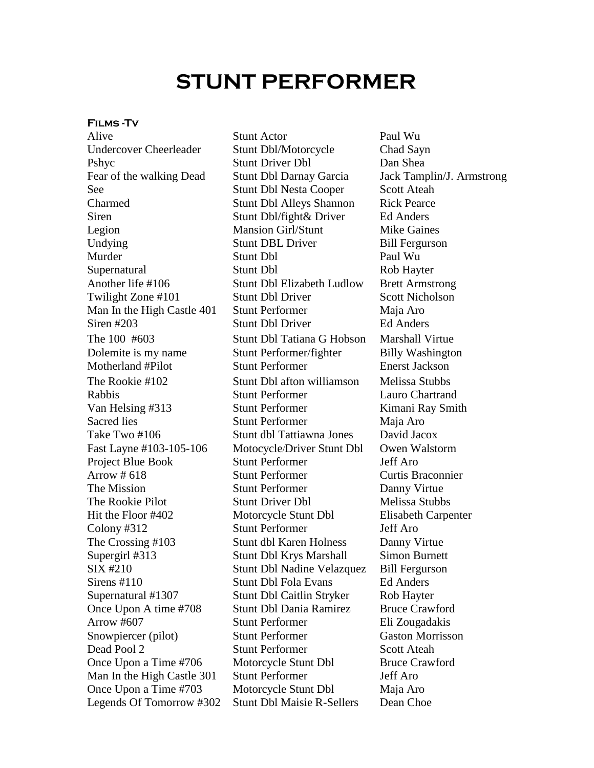# STUNT PERFORMER

### Films -Tv

| | | |
|---|---|---|
| Alive | Stunt Actor | Paul Wu |
| Undercover Cheerleader | Stunt Dbl/Motorcycle | Chad Sayn |
| Pshyc | Stunt Driver Dbl | Dan Shea |
| Fear of the walking Dead | Stunt Dbl Darnay Garcia | Jack Tamplin/J. Armstrong |
| See | Stunt Dbl Nesta Cooper | Scott Ateah |
| Charmed | Stunt Dbl Alleys Shannon | Rick Pearce |
| Siren | Stunt Dbl/fight& Driver | Ed Anders |
| Legion | Mansion Girl/Stunt | Mike Gaines |
| Undying | Stunt DBL Driver | Bill Fergurson |
| Murder | Stunt Dbl | Paul Wu |
| Supernatural | Stunt Dbl | Rob Hayter |
| Another life #106 | Stunt Dbl Elizabeth Ludlow | Brett Armstrong |
| Twilight Zone #101 | Stunt Dbl Driver | Scott Nicholson |
| Man In the High Castle 401 | Stunt Performer | Maja Aro |
| Siren #203 | Stunt Dbl Driver | Ed Anders |
| The 100 #603 | Stunt Dbl Tatiana G Hobson | Marshall Virtue |
| Dolemite is my name | Stunt Performer/fighter | Billy Washington |
| Motherland #Pilot | Stunt Performer | Enerst Jackson |
| The Rookie #102 | Stunt Dbl afton williamson | Melissa Stubbs |
| Rabbis | Stunt Performer | Lauro Chartrand |
| Van Helsing #313 | Stunt Performer | Kimani Ray Smith |
| Sacred lies | Stunt Performer | Maja Aro |
| Take Two #106 | Stunt dbl Tattiawna Jones | David Jacox |
| Fast Layne #103-105-106 | Motocycle/Driver Stunt Dbl | Owen Walstorm |
| Project Blue Book | Stunt Performer | Jeff Aro |
| Arrow # 618 | Stunt Performer | Curtis Braconnier |
| The Mission | Stunt Performer | Danny Virtue |
| The Rookie Pilot | Stunt Driver Dbl | Melissa Stubbs |
| Hit the Floor #402 | Motorcycle Stunt Dbl | Elisabeth Carpenter |
| Colony #312 | Stunt Performer | Jeff Aro |
| The Crossing #103 | Stunt dbl Karen Holness | Danny Virtue |
| Supergirl #313 | Stunt Dbl Krys Marshall | Simon Burnett |
| SIX #210 | Stunt Dbl Nadine Velazquez | Bill Fergurson |
| Sirens #110 | Stunt Dbl Fola Evans | Ed Anders |
| Supernatural #1307 | Stunt Dbl Caitlin Stryker | Rob Hayter |
| Once Upon A time #708 | Stunt Dbl Dania Ramirez | Bruce Crawford |
| Arrow #607 | Stunt Performer | Eli Zougadakis |
| Snowpiercer (pilot) | Stunt Performer | Gaston Morrisson |
| Dead Pool 2 | Stunt Performer | Scott Ateah |
| Once Upon a Time #706 | Motorcycle Stunt Dbl | Bruce Crawford |
| Man In the High Castle 301 | Stunt Performer | Jeff Aro |
| Once Upon a Time #703 | Motorcycle Stunt Dbl | Maja Aro |
| Legends Of Tomorrow #302 | Stunt Dbl Maisie R-Sellers | Dean Choe |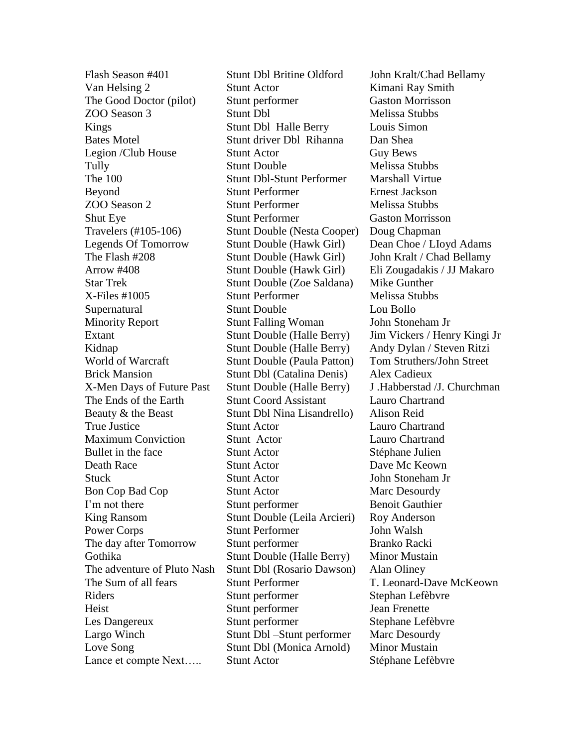| | | |
|---|---|---|
| Flash Season #401 | Stunt Dbl Britine Oldford | John Kralt/Chad Bellamy |
| Van Helsing 2 | Stunt Actor | Kimani Ray Smith |
| The Good Doctor (pilot) | Stunt performer | Gaston Morrisson |
| ZOO Season 3 | Stunt Dbl | Melissa Stubbs |
| Kings | Stunt Dbl Halle Berry | Louis Simon |
| Bates Motel | Stunt driver Dbl Rihanna | Dan Shea |
| Legion /Club House | Stunt Actor | Guy Bews |
| Tully | Stunt Double | Melissa Stubbs |
| The 100 | Stunt Dbl-Stunt Performer | Marshall Virtue |
| Beyond | Stunt Performer | Ernest Jackson |
| ZOO Season 2 | Stunt Performer | Melissa Stubbs |
| Shut Eye | Stunt Performer | Gaston Morrisson |
| Travelers (#105-106) | Stunt Double (Nesta Cooper) | Doug Chapman |
| Legends Of Tomorrow | Stunt Double (Hawk Girl) | Dean Choe / LIoyd Adams |
| The Flash #208 | Stunt Double (Hawk Girl) | John Kralt / Chad Bellamy |
| Arrow #408 | Stunt Double (Hawk Girl) | Eli Zougadakis / JJ Makaro |
| Star Trek | Stunt Double (Zoe Saldana) | Mike Gunther |
| X-Files #1005 | Stunt Performer | Melissa Stubbs |
| Supernatural | Stunt Double | Lou Bollo |
| Minority Report | Stunt Falling Woman | John Stoneham Jr |
| Extant | Stunt Double (Halle Berry) | Jim Vickers / Henry Kingi Jr |
| Kidnap | Stunt Double (Halle Berry) | Andy Dylan / Steven Ritzi |
| World of Warcraft | Stunt Double (Paula Patton) | Tom Struthers/John Street |
| Brick Mansion | Stunt Dbl (Catalina Denis) | Alex Cadieux |
| X-Men Days of Future Past | Stunt Double (Halle Berry) | J .Habberstad /J. Churchman |
| The Ends of the Earth | Stunt Coord Assistant | Lauro Chartrand |
| Beauty & the Beast | Stunt Dbl Nina Lisandrello) | Alison Reid |
| True Justice | Stunt Actor | Lauro Chartrand |
| Maximum Conviction | Stunt Actor | Lauro Chartrand |
| Bullet in the face | Stunt Actor | Stéphane Julien |
| Death Race | Stunt Actor | Dave Mc Keown |
| Stuck | Stunt Actor | John Stoneham Jr |
| Bon Cop Bad Cop | Stunt Actor | Marc Desourdy |
| I'm not there | Stunt performer | Benoit Gauthier |
| King Ransom | Stunt Double (Leila Arcieri) | Roy Anderson |
| Power Corps | Stunt Performer | John Walsh |
| The day after Tomorrow | Stunt performer | Branko Racki |
| Gothika | Stunt Double (Halle Berry) | Minor Mustain |
| The adventure of Pluto Nash | Stunt Dbl (Rosario Dawson) | Alan Oliney |
| The Sum of all fears | Stunt Performer | T. Leonard-Dave McKeown |
| Riders | Stunt performer | Stephan Lefèbvre |
| Heist | Stunt performer | Jean Frenette |
| Les Dangereux | Stunt performer | Stephane Lefèbvre |
| Largo Winch | Stunt Dbl –Stunt performer | Marc Desourdy |
| Love Song | Stunt Dbl (Monica Arnold) | Minor Mustain |
| Lance et compte Next….. | Stunt Actor | Stéphane Lefèbvre |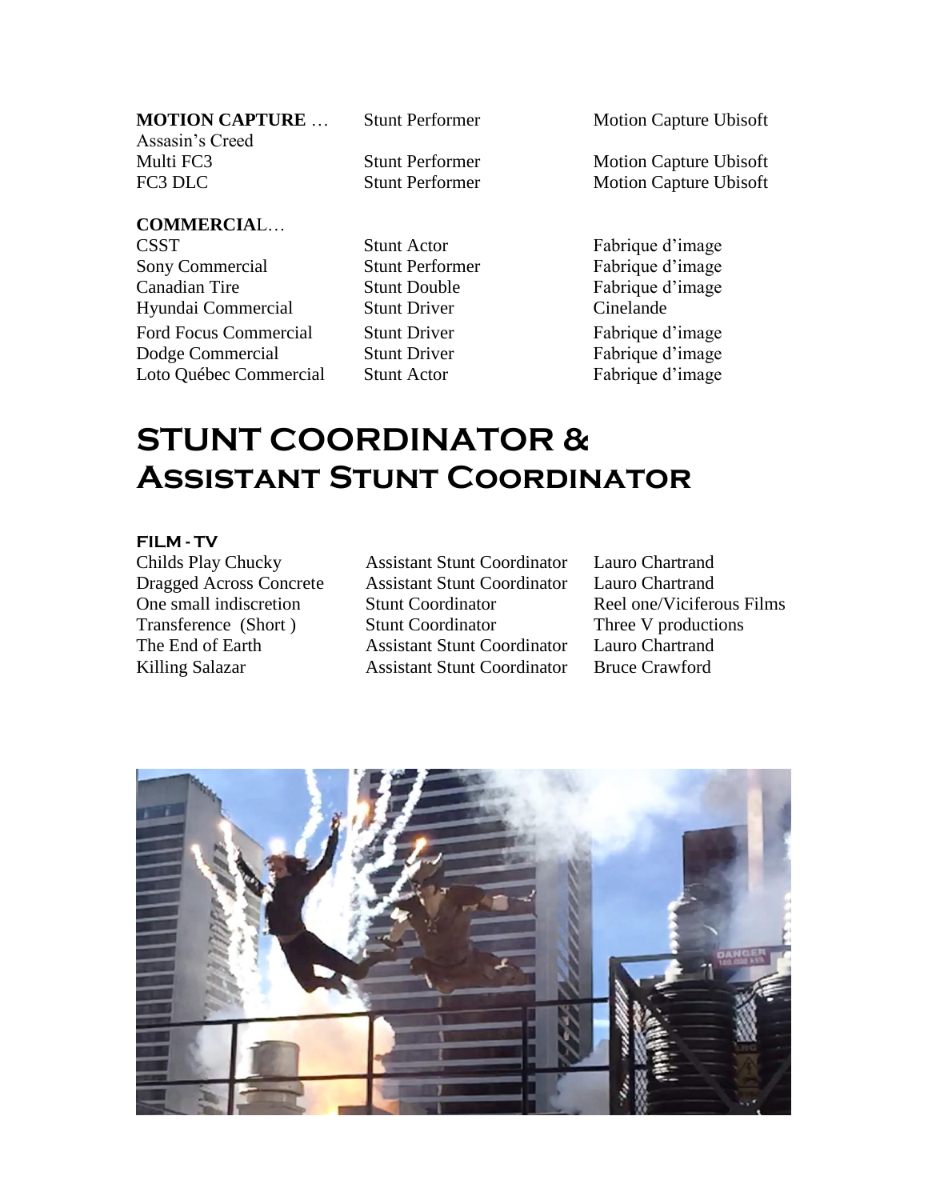| **MOTION CAPTURE** … | | |
|---|---|---|
| Assasin's Creed | Stunt Performer | Motion Capture Ubisoft |
| Multi FC3 | Stunt Performer | Motion Capture Ubisoft |
| FC3 DLC | Stunt Performer | Motion Capture Ubisoft |

| **COMMERCIA**L… | | |
|---|---|---|
| CSST | Stunt Actor | Fabrique d'image |
| Sony Commercial | Stunt Performer | Fabrique d'image |
| Canadian Tire | Stunt Double | Fabrique d'image |
| Hyundai Commercial | Stunt Driver | Cinelande |
| Ford Focus Commercial | Stunt Driver | Fabrique d'image |
| Dodge Commercial | Stunt Driver | Fabrique d'image |
| Loto Québec Commercial | Stunt Actor | Fabrique d'image |

# STUNT COORDINATOR & Assistant Stunt Coordinator

### FILM - TV

| | | |
|---|---|---|
| Childs Play Chucky | Assistant Stunt Coordinator | Lauro Chartrand |
| Dragged Across Concrete | Assistant Stunt Coordinator | Lauro Chartrand |
| One small indiscretion | Stunt Coordinator | Reel one/Viciferous Films |
| Transference (Short ) | Stunt Coordinator | Three V productions |
| The End of Earth | Assistant Stunt Coordinator | Lauro Chartrand |
| Killing Salazar | Assistant Stunt Coordinator | Bruce Crawford |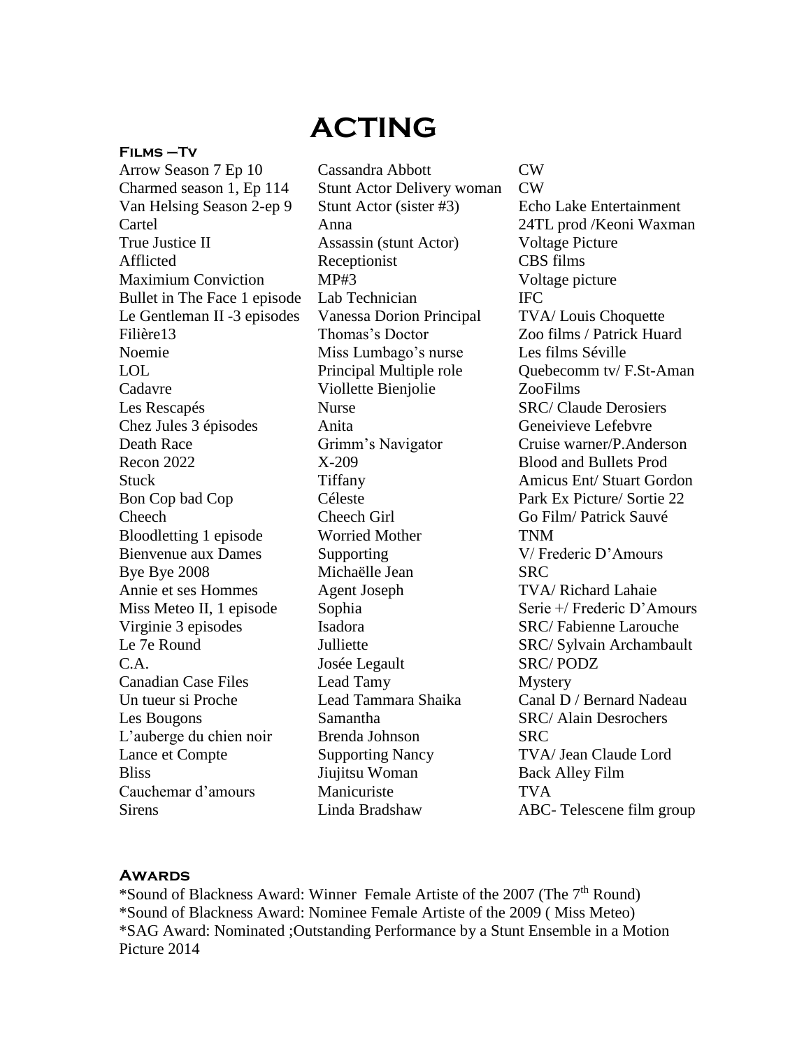# ACTING

### Films –Tv

| | | |
|---|---|---|
| Arrow Season 7 Ep 10 | Cassandra Abbott | CW |
| Charmed season 1, Ep 114 | Stunt Actor Delivery woman | CW |
| Van Helsing Season 2-ep 9 | Stunt Actor (sister #3) | Echo Lake Entertainment |
| Cartel | Anna | 24TL prod /Keoni Waxman |
| True Justice II | Assassin (stunt Actor) | Voltage Picture |
| Afflicted | Receptionist | CBS films |
| Maximium Conviction | MP#3 | Voltage picture |
| Bullet in The Face 1 episode | Lab Technician | IFC |
| Le Gentleman II -3 episodes | Vanessa Dorion Principal | TVA/ Louis Choquette |
| Filière13 | Thomas's Doctor | Zoo films / Patrick Huard |
| Noemie | Miss Lumbago's nurse | Les films Séville |
| LOL | Principal Multiple role | Quebecomm tv/ F.St-Aman |
| Cadavre | Viollette Bienjolie | ZooFilms |
| Les Rescapés | Nurse | SRC/ Claude Derosiers |
| Chez Jules 3 épisodes | Anita | Geneivieve Lefebvre |
| Death Race | Grimm's Navigator | Cruise warner/P.Anderson |
| Recon 2022 | X-209 | Blood and Bullets Prod |
| Stuck | Tiffany | Amicus Ent/ Stuart Gordon |
| Bon Cop bad Cop | Céleste | Park Ex Picture/ Sortie 22 |
| Cheech | Cheech Girl | Go Film/ Patrick Sauvé |
| Bloodletting 1 episode | Worried Mother | TNM |
| Bienvenue aux Dames | Supporting | V/ Frederic D'Amours |
| Bye Bye 2008 | Michaëlle Jean | SRC |
| Annie et ses Hommes | Agent Joseph | TVA/ Richard Lahaie |
| Miss Meteo II, 1 episode | Sophia | Serie +/ Frederic D'Amours |
| Virginie 3 episodes | Isadora | SRC/ Fabienne Larouche |
| Le 7e Round | Julliette | SRC/ Sylvain Archambault |
| C.A. | Josée Legault | SRC/ PODZ |
| Canadian Case Files | Lead Tamy | Mystery |
| Un tueur si Proche | Lead Tammara Shaika | Canal D / Bernard Nadeau |
| Les Bougons | Samantha | SRC/ Alain Desrochers |
| L'auberge du chien noir | Brenda Johnson | SRC |
| Lance et Compte | Supporting Nancy | TVA/ Jean Claude Lord |
| Bliss | Jiujitsu Woman | Back Alley Film |
| Cauchemar d'amours | Manicuriste | TVA |
| Sirens | Linda Bradshaw | ABC- Telescene film group |

### Awards

*Sound of Blackness Award: Winner Female Artiste of the 2007 (The 7th Round)
*Sound of Blackness Award: Nominee Female Artiste of the 2009 ( Miss Meteo)
*SAG Award: Nominated ;Outstanding Performance by a Stunt Ensemble in a Motion Picture 2014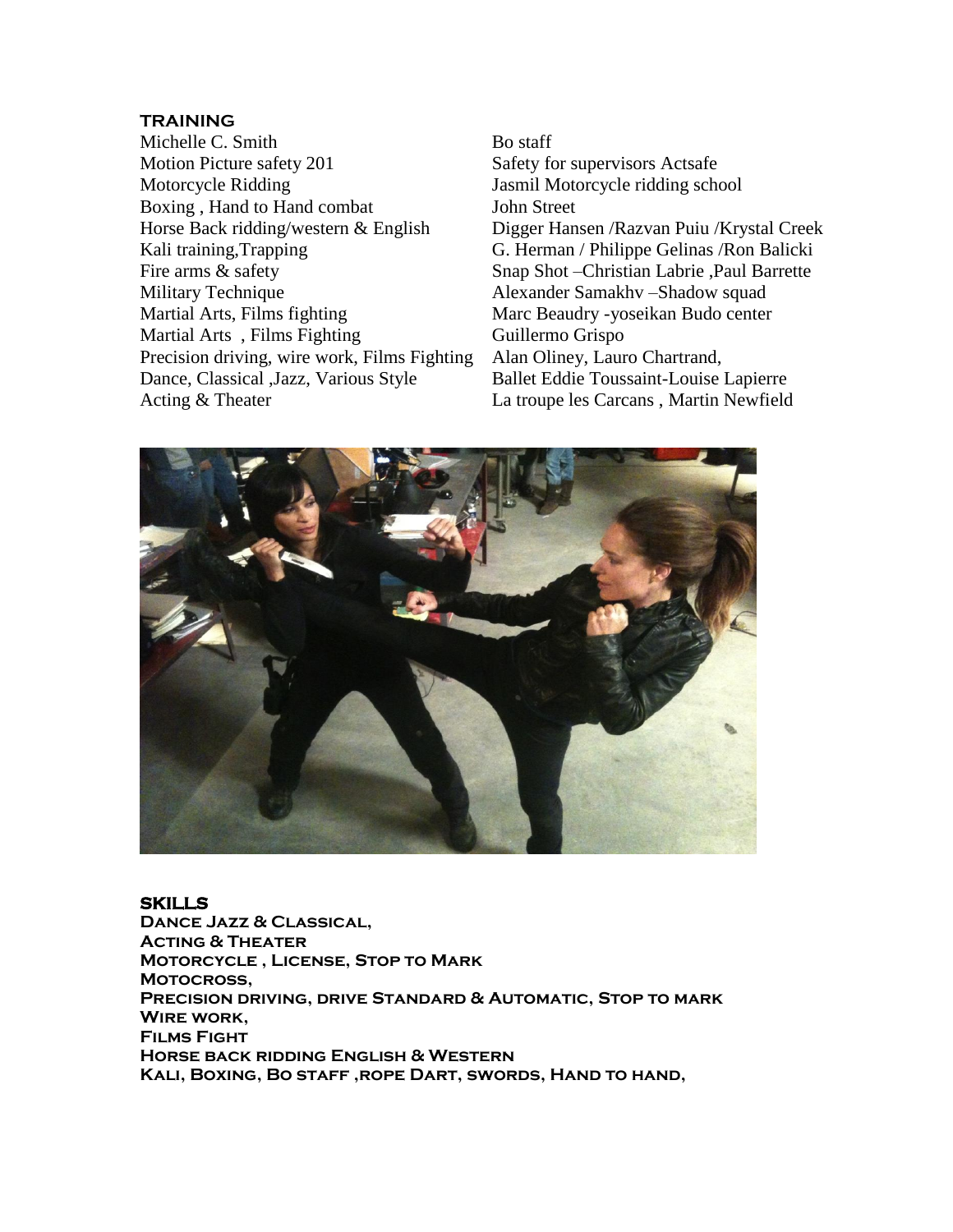## TRAINING

| | |
|---|---|
| Michelle C. Smith | Bo staff |
| Motion Picture safety 201 | Safety for supervisors Actsafe |
| Motorcycle Ridding | Jasmil Motorcycle ridding school |
| Boxing , Hand to Hand combat | John Street |
| Horse Back ridding/western & English | Digger Hansen /Razvan Puiu /Krystal Creek |
| Kali training,Trapping | G. Herman / Philippe Gelinas /Ron Balicki |
| Fire arms & safety | Snap Shot –Christian Labrie ,Paul Barrette |
| Military Technique | Alexander Samakhv –Shadow squad |
| Martial Arts, Films fighting | Marc Beaudry -yoseikan Budo center |
| Martial Arts , Films Fighting | Guillermo Grispo |
| Precision driving, wire work, Films Fighting | Alan Oliney, Lauro Chartrand, |
| Dance, Classical ,Jazz, Various Style | Ballet Eddie Toussaint-Louise Lapierre |
| Acting & Theater | La troupe les Carcans , Martin Newfield |

## SKILLS

**Dance Jazz & Classical,**
**Acting & Theater**
**Motorcycle , License, Stop to Mark**
**Motocross,**
**Precision driving, drive Standard & Automatic, Stop to mark**
**Wire work,**
**Films Fight**
**Horse back ridding English & Western**
**Kali, Boxing, Bo staff ,rope Dart, swords, Hand to hand,**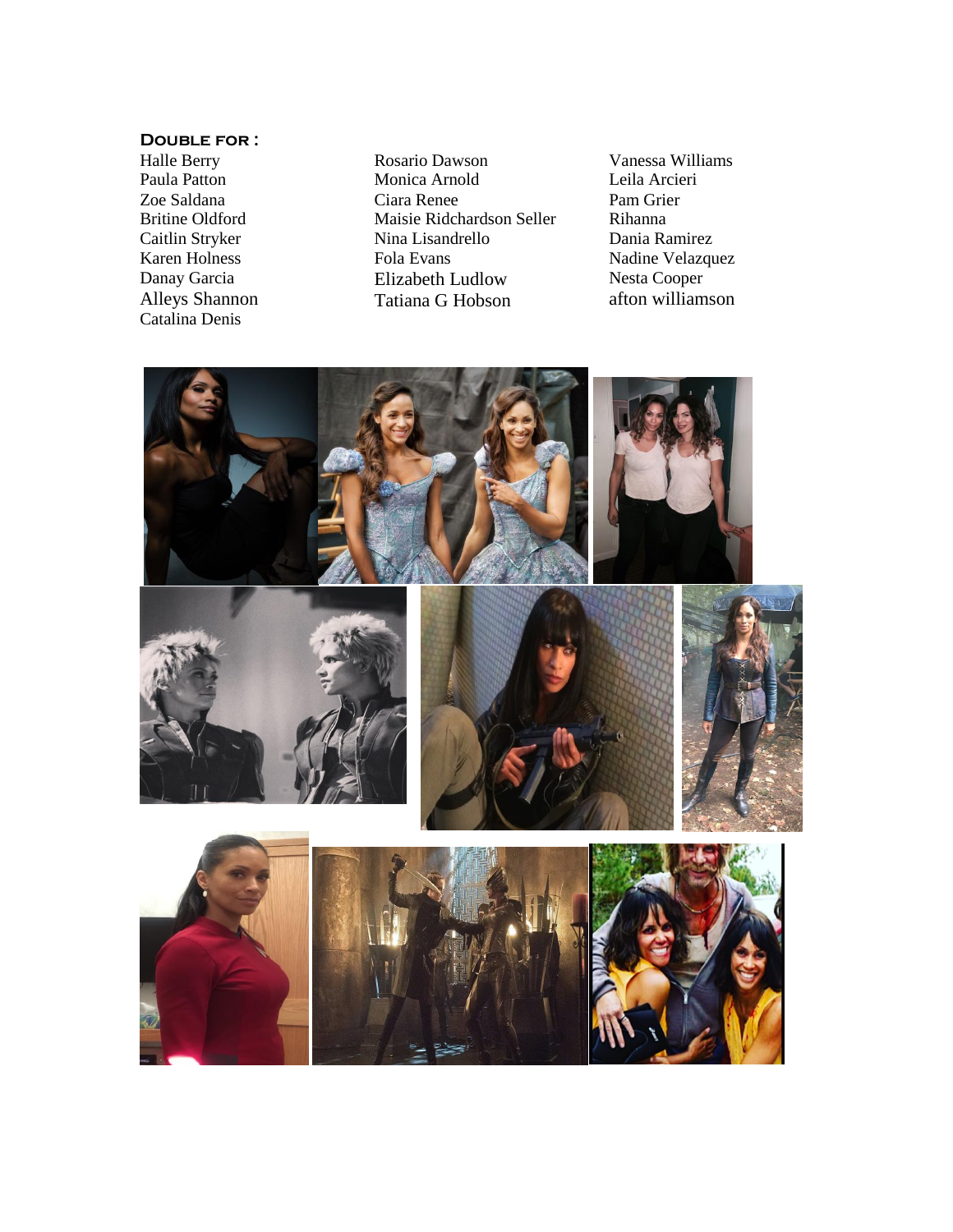**Double for :**

Halle Berry
Paula Patton
Zoe Saldana
Britine Oldford
Caitlin Stryker
Karen Holness
Danay Garcia
Alleys Shannon
Catalina Denis

Rosario Dawson
Monica Arnold
Ciara Renee
Maisie Ridchardson Seller
Nina Lisandrello
Fola Evans
Elizabeth Ludlow
Tatiana G Hobson

Vanessa Williams
Leila Arcieri
Pam Grier
Rihanna
Dania Ramirez
Nadine Velazquez
Nesta Cooper
afton williamson